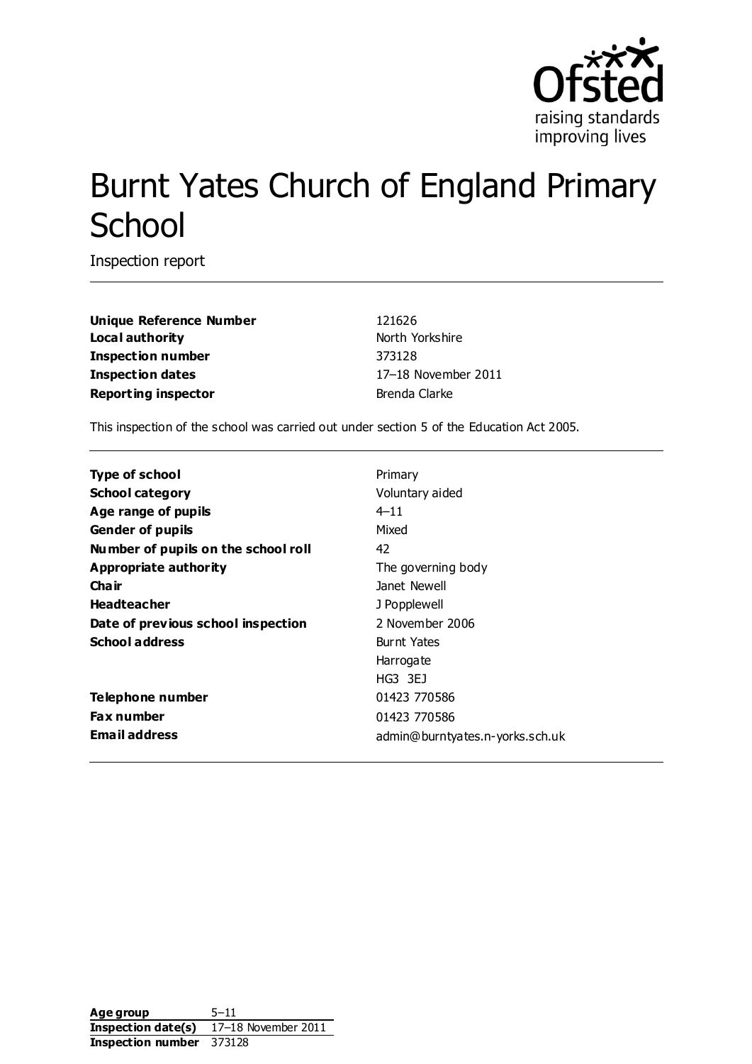Ofsted
raising standards
improving lives

# Burnt Yates Church of England Primary School

Inspection report

| | |
|---|---|
| **Unique Reference Number** | 121626 |
| **Local authority** | North Yorkshire |
| **Inspection number** | 373128 |
| **Inspection dates** | 17–18 November 2011 |
| **Reporting inspector** | Brenda Clarke |

This inspection of the school was carried out under section 5 of the Education Act 2005.

| | |
|---|---|
| **Type of school** | Primary |
| **School category** | Voluntary aided |
| **Age range of pupils** | 4–11 |
| **Gender of pupils** | Mixed |
| **Number of pupils on the school roll** | 42 |
| **Appropriate authority** | The governing body |
| **Chair** | Janet Newell |
| **Headteacher** | J Popplewell |
| **Date of previous school inspection** | 2 November 2006 |
| **School address** | Burnt Yates<br>Harrogate<br>HG3 3EJ |
| **Telephone number** | 01423 770586 |
| **Fax number** | 01423 770586 |
| **Email address** | admin@burntyates.n-yorks.sch.uk |

| | |
|---|---|
| **Age group** | 5–11 |
| **Inspection date(s)** | 17–18 November 2011 |
| **Inspection number** | 373128 |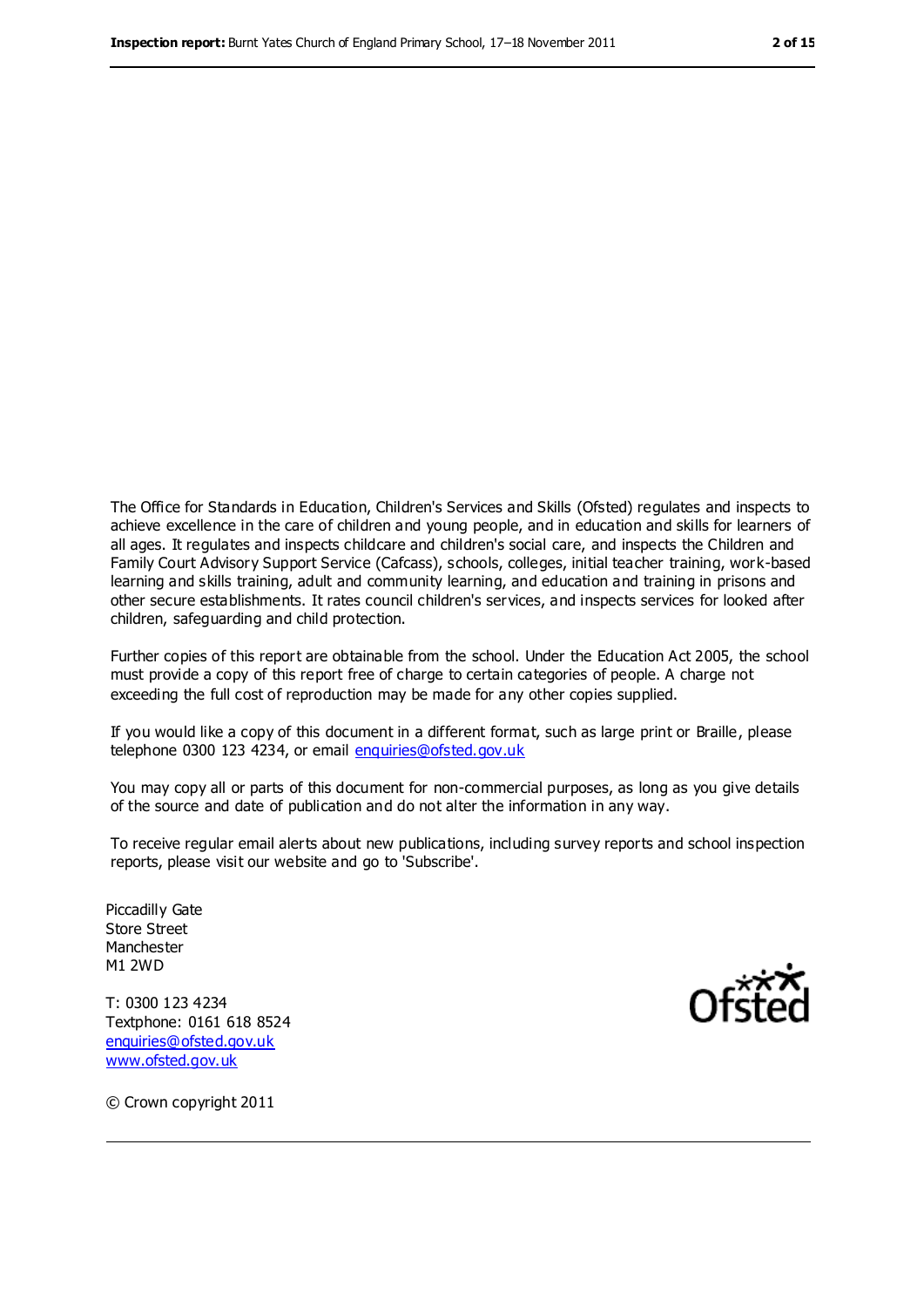The Office for Standards in Education, Children's Services and Skills (Ofsted) regulates and inspects to achieve excellence in the care of children and young people, and in education and skills for learners of all ages. It regulates and inspects childcare and children's social care, and inspects the Children and Family Court Advisory Support Service (Cafcass), schools, colleges, initial teacher training, work-based learning and skills training, adult and community learning, and education and training in prisons and other secure establishments. It rates council children's services, and inspects services for looked after children, safeguarding and child protection.

Further copies of this report are obtainable from the school. Under the Education Act 2005, the school must provide a copy of this report free of charge to certain categories of people. A charge not exceeding the full cost of reproduction may be made for any other copies supplied.

If you would like a copy of this document in a different format, such as large print or Braille, please telephone 0300 123 4234, or email enquiries@ofsted.gov.uk

You may copy all or parts of this document for non-commercial purposes, as long as you give details of the source and date of publication and do not alter the information in any way.

To receive regular email alerts about new publications, including survey reports and school inspection reports, please visit our website and go to 'Subscribe'.

Piccadilly Gate
Store Street
Manchester
M1 2WD

T: 0300 123 4234
Textphone: 0161 618 8524
enquiries@ofsted.gov.uk
www.ofsted.gov.uk

© Crown copyright 2011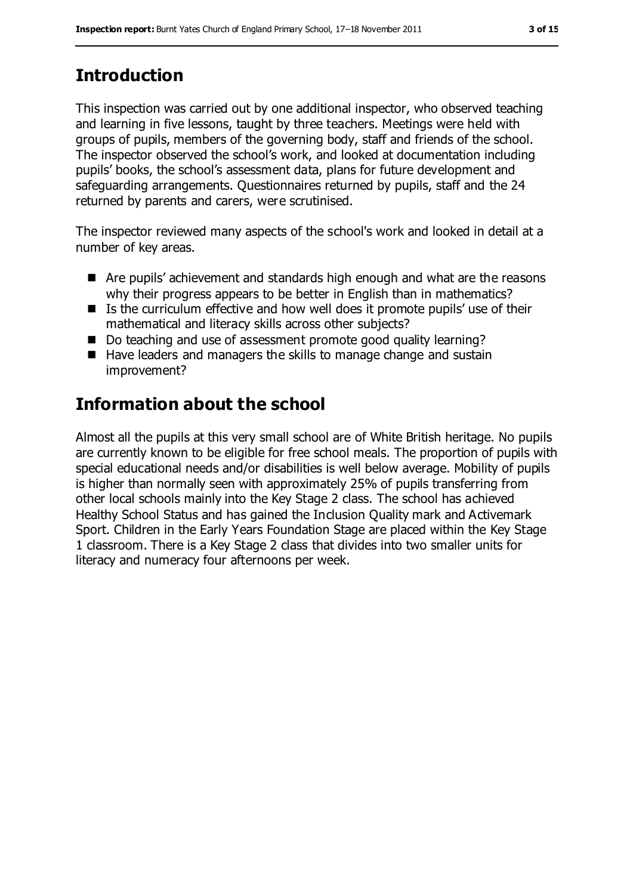## Introduction

This inspection was carried out by one additional inspector, who observed teaching and learning in five lessons, taught by three teachers. Meetings were held with groups of pupils, members of the governing body, staff and friends of the school. The inspector observed the school's work, and looked at documentation including pupils' books, the school's assessment data, plans for future development and safeguarding arrangements. Questionnaires returned by pupils, staff and the 24 returned by parents and carers, were scrutinised.

The inspector reviewed many aspects of the school's work and looked in detail at a number of key areas.

- Are pupils' achievement and standards high enough and what are the reasons why their progress appears to be better in English than in mathematics?
- Is the curriculum effective and how well does it promote pupils' use of their mathematical and literacy skills across other subjects?
- Do teaching and use of assessment promote good quality learning?
- Have leaders and managers the skills to manage change and sustain improvement?

## Information about the school

Almost all the pupils at this very small school are of White British heritage. No pupils are currently known to be eligible for free school meals. The proportion of pupils with special educational needs and/or disabilities is well below average. Mobility of pupils is higher than normally seen with approximately 25% of pupils transferring from other local schools mainly into the Key Stage 2 class. The school has achieved Healthy School Status and has gained the Inclusion Quality mark and Activemark Sport. Children in the Early Years Foundation Stage are placed within the Key Stage 1 classroom. There is a Key Stage 2 class that divides into two smaller units for literacy and numeracy four afternoons per week.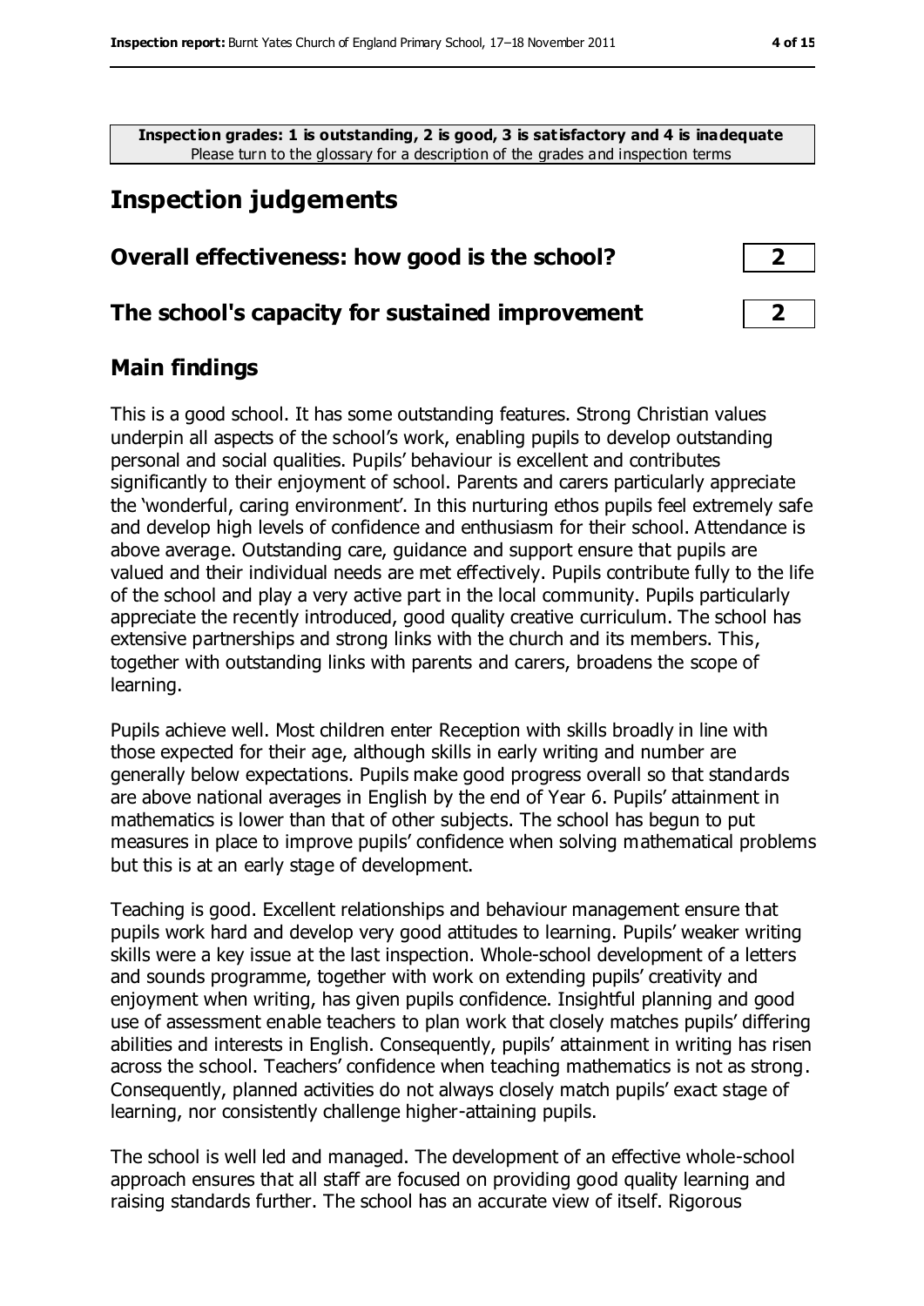**Inspection grades: 1 is outstanding, 2 is good, 3 is satisfactory and 4 is inadequate**
Please turn to the glossary for a description of the grades and inspection terms

## Inspection judgements

| | |
|---|---|
| **Overall effectiveness: how good is the school?** | **2** |
| **The school's capacity for sustained improvement** | **2** |

### Main findings

This is a good school. It has some outstanding features. Strong Christian values underpin all aspects of the school's work, enabling pupils to develop outstanding personal and social qualities. Pupils' behaviour is excellent and contributes significantly to their enjoyment of school. Parents and carers particularly appreciate the 'wonderful, caring environment'. In this nurturing ethos pupils feel extremely safe and develop high levels of confidence and enthusiasm for their school. Attendance is above average. Outstanding care, guidance and support ensure that pupils are valued and their individual needs are met effectively. Pupils contribute fully to the life of the school and play a very active part in the local community. Pupils particularly appreciate the recently introduced, good quality creative curriculum. The school has extensive partnerships and strong links with the church and its members. This, together with outstanding links with parents and carers, broadens the scope of learning.

Pupils achieve well. Most children enter Reception with skills broadly in line with those expected for their age, although skills in early writing and number are generally below expectations. Pupils make good progress overall so that standards are above national averages in English by the end of Year 6. Pupils' attainment in mathematics is lower than that of other subjects. The school has begun to put measures in place to improve pupils' confidence when solving mathematical problems but this is at an early stage of development.

Teaching is good. Excellent relationships and behaviour management ensure that pupils work hard and develop very good attitudes to learning. Pupils' weaker writing skills were a key issue at the last inspection. Whole-school development of a letters and sounds programme, together with work on extending pupils' creativity and enjoyment when writing, has given pupils confidence. Insightful planning and good use of assessment enable teachers to plan work that closely matches pupils' differing abilities and interests in English. Consequently, pupils' attainment in writing has risen across the school. Teachers' confidence when teaching mathematics is not as strong. Consequently, planned activities do not always closely match pupils' exact stage of learning, nor consistently challenge higher-attaining pupils.

The school is well led and managed. The development of an effective whole-school approach ensures that all staff are focused on providing good quality learning and raising standards further. The school has an accurate view of itself. Rigorous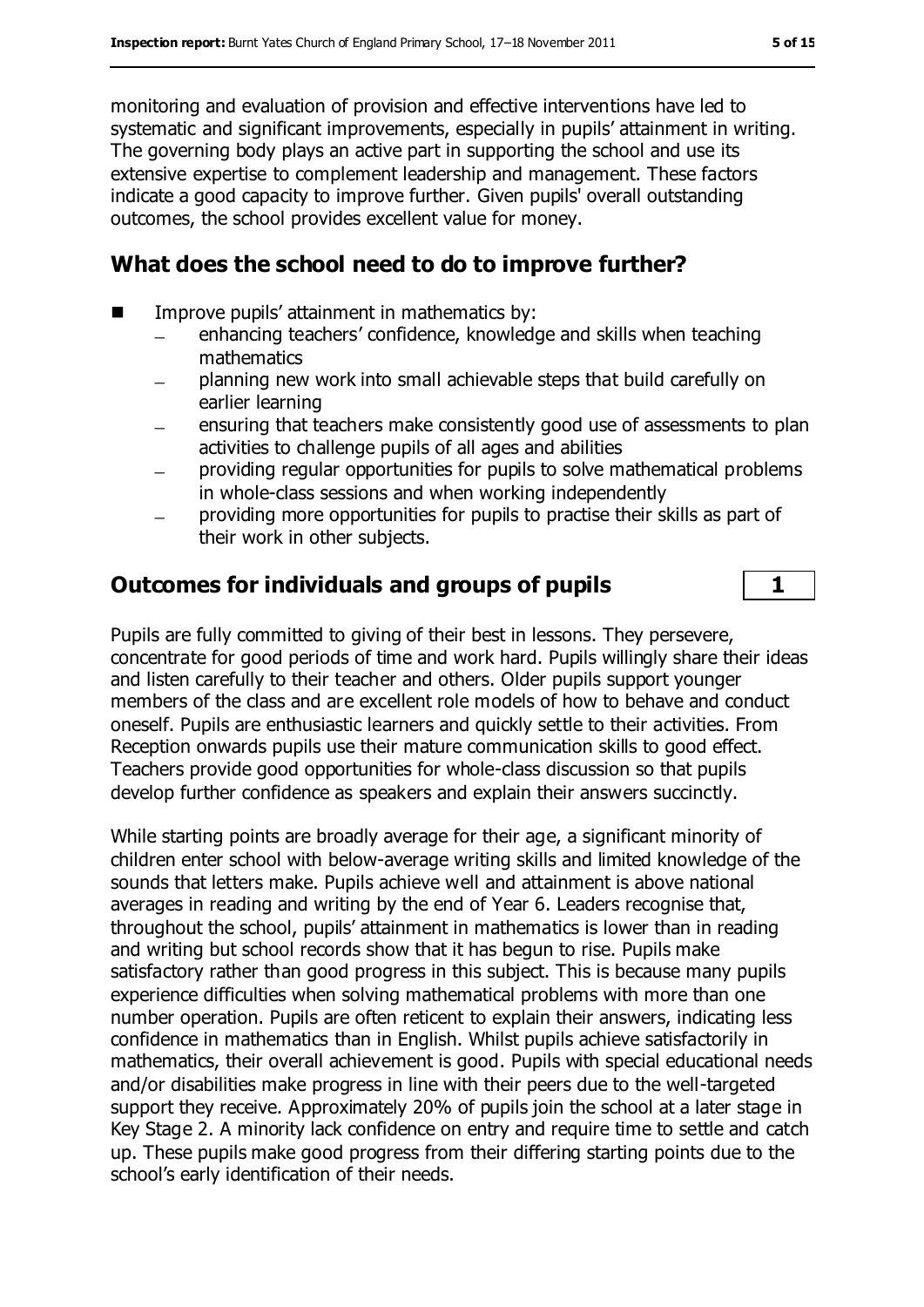monitoring and evaluation of provision and effective interventions have led to systematic and significant improvements, especially in pupils' attainment in writing. The governing body plays an active part in supporting the school and use its extensive expertise to complement leadership and management. These factors indicate a good capacity to improve further. Given pupils' overall outstanding outcomes, the school provides excellent value for money.

## What does the school need to do to improve further?

- Improve pupils' attainment in mathematics by:
  - enhancing teachers' confidence, knowledge and skills when teaching mathematics
  - planning new work into small achievable steps that build carefully on earlier learning
  - ensuring that teachers make consistently good use of assessments to plan activities to challenge pupils of all ages and abilities
  - providing regular opportunities for pupils to solve mathematical problems in whole-class sessions and when working independently
  - providing more opportunities for pupils to practise their skills as part of their work in other subjects.

## Outcomes for individuals and groups of pupils — 1

Pupils are fully committed to giving of their best in lessons. They persevere, concentrate for good periods of time and work hard. Pupils willingly share their ideas and listen carefully to their teacher and others. Older pupils support younger members of the class and are excellent role models of how to behave and conduct oneself. Pupils are enthusiastic learners and quickly settle to their activities. From Reception onwards pupils use their mature communication skills to good effect. Teachers provide good opportunities for whole-class discussion so that pupils develop further confidence as speakers and explain their answers succinctly.

While starting points are broadly average for their age, a significant minority of children enter school with below-average writing skills and limited knowledge of the sounds that letters make. Pupils achieve well and attainment is above national averages in reading and writing by the end of Year 6. Leaders recognise that, throughout the school, pupils' attainment in mathematics is lower than in reading and writing but school records show that it has begun to rise. Pupils make satisfactory rather than good progress in this subject. This is because many pupils experience difficulties when solving mathematical problems with more than one number operation. Pupils are often reticent to explain their answers, indicating less confidence in mathematics than in English. Whilst pupils achieve satisfactorily in mathematics, their overall achievement is good. Pupils with special educational needs and/or disabilities make progress in line with their peers due to the well-targeted support they receive. Approximately 20% of pupils join the school at a later stage in Key Stage 2. A minority lack confidence on entry and require time to settle and catch up. These pupils make good progress from their differing starting points due to the school's early identification of their needs.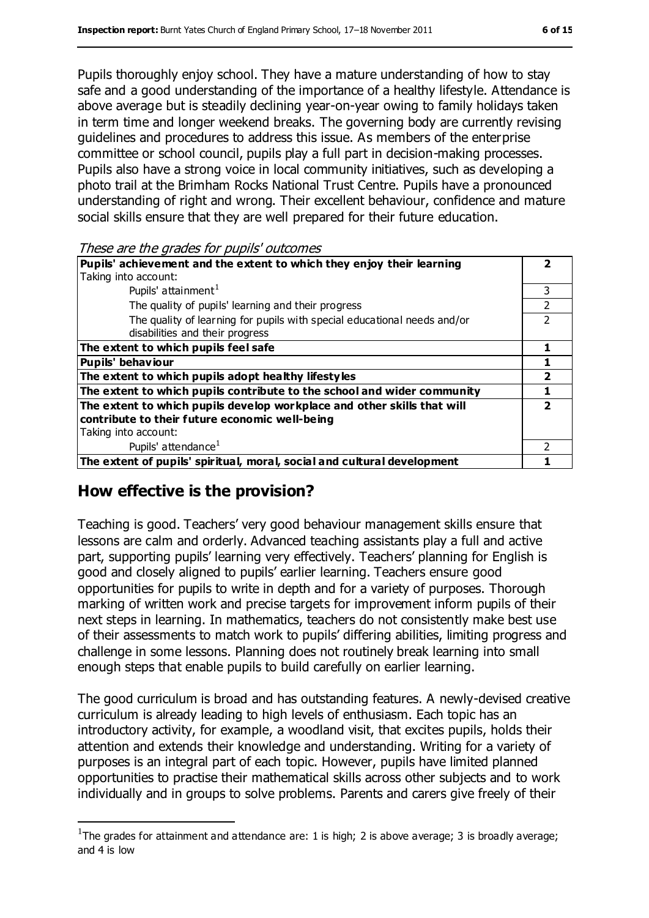Pupils thoroughly enjoy school. They have a mature understanding of how to stay safe and a good understanding of the importance of a healthy lifestyle. Attendance is above average but is steadily declining year-on-year owing to family holidays taken in term time and longer weekend breaks. The governing body are currently revising guidelines and procedures to address this issue. As members of the enterprise committee or school council, pupils play a full part in decision-making processes. Pupils also have a strong voice in local community initiatives, such as developing a photo trail at the Brimham Rocks National Trust Centre. Pupils have a pronounced understanding of right and wrong. Their excellent behaviour, confidence and mature social skills ensure that they are well prepared for their future education.

*These are the grades for pupils' outcomes*

| | |
|---|---|
| **Pupils' achievement and the extent to which they enjoy their learning**<br>Taking into account: | **2** |
| Pupils' attainment[1] | 3 |
| The quality of pupils' learning and their progress | 2 |
| The quality of learning for pupils with special educational needs and/or disabilities and their progress | 2 |
| **The extent to which pupils feel safe** | **1** |
| **Pupils' behaviour** | **1** |
| **The extent to which pupils adopt healthy lifestyles** | **2** |
| **The extent to which pupils contribute to the school and wider community** | **1** |
| **The extent to which pupils develop workplace and other skills that will contribute to their future economic well-being**<br>Taking into account: | **2** |
| Pupils' attendance[1] | 2 |
| **The extent of pupils' spiritual, moral, social and cultural development** | **1** |

## How effective is the provision?

Teaching is good. Teachers' very good behaviour management skills ensure that lessons are calm and orderly. Advanced teaching assistants play a full and active part, supporting pupils' learning very effectively. Teachers' planning for English is good and closely aligned to pupils' earlier learning. Teachers ensure good opportunities for pupils to write in depth and for a variety of purposes. Thorough marking of written work and precise targets for improvement inform pupils of their next steps in learning. In mathematics, teachers do not consistently make best use of their assessments to match work to pupils' differing abilities, limiting progress and challenge in some lessons. Planning does not routinely break learning into small enough steps that enable pupils to build carefully on earlier learning.

The good curriculum is broad and has outstanding features. A newly-devised creative curriculum is already leading to high levels of enthusiasm. Each topic has an introductory activity, for example, a woodland visit, that excites pupils, holds their attention and extends their knowledge and understanding. Writing for a variety of purposes is an integral part of each topic. However, pupils have limited planned opportunities to practise their mathematical skills across other subjects and to work individually and in groups to solve problems. Parents and carers give freely of their

[1] The grades for attainment and attendance are: 1 is high; 2 is above average; 3 is broadly average; and 4 is low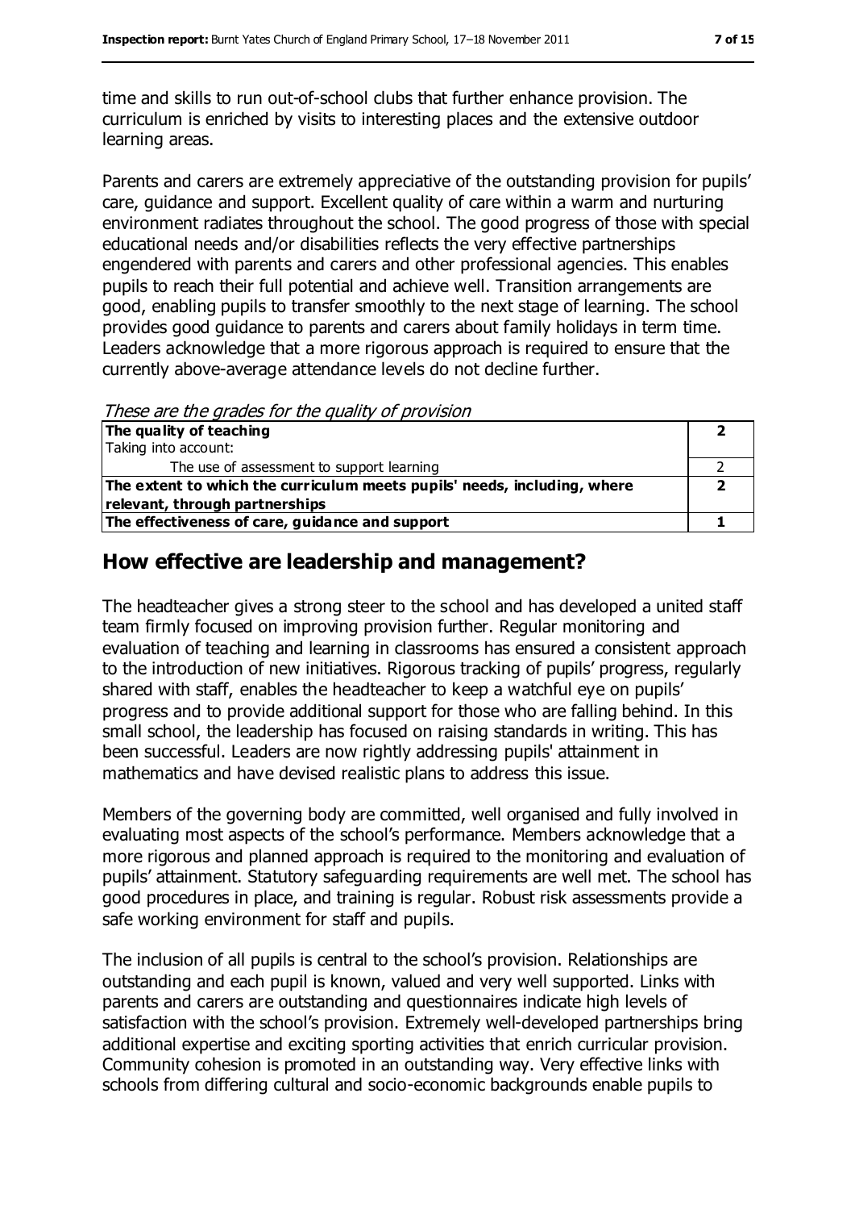time and skills to run out-of-school clubs that further enhance provision. The curriculum is enriched by visits to interesting places and the extensive outdoor learning areas.

Parents and carers are extremely appreciative of the outstanding provision for pupils' care, guidance and support. Excellent quality of care within a warm and nurturing environment radiates throughout the school. The good progress of those with special educational needs and/or disabilities reflects the very effective partnerships engendered with parents and carers and other professional agencies. This enables pupils to reach their full potential and achieve well. Transition arrangements are good, enabling pupils to transfer smoothly to the next stage of learning. The school provides good guidance to parents and carers about family holidays in term time. Leaders acknowledge that a more rigorous approach is required to ensure that the currently above-average attendance levels do not decline further.

*These are the grades for the quality of provision*

| | |
|---|---|
| **The quality of teaching** | **2** |
| Taking into account: | |
| The use of assessment to support learning | 2 |
| **The extent to which the curriculum meets pupils' needs, including, where relevant, through partnerships** | **2** |
| **The effectiveness of care, guidance and support** | **1** |

## How effective are leadership and management?

The headteacher gives a strong steer to the school and has developed a united staff team firmly focused on improving provision further. Regular monitoring and evaluation of teaching and learning in classrooms has ensured a consistent approach to the introduction of new initiatives. Rigorous tracking of pupils' progress, regularly shared with staff, enables the headteacher to keep a watchful eye on pupils' progress and to provide additional support for those who are falling behind. In this small school, the leadership has focused on raising standards in writing. This has been successful. Leaders are now rightly addressing pupils' attainment in mathematics and have devised realistic plans to address this issue.

Members of the governing body are committed, well organised and fully involved in evaluating most aspects of the school's performance. Members acknowledge that a more rigorous and planned approach is required to the monitoring and evaluation of pupils' attainment. Statutory safeguarding requirements are well met. The school has good procedures in place, and training is regular. Robust risk assessments provide a safe working environment for staff and pupils.

The inclusion of all pupils is central to the school's provision. Relationships are outstanding and each pupil is known, valued and very well supported. Links with parents and carers are outstanding and questionnaires indicate high levels of satisfaction with the school's provision. Extremely well-developed partnerships bring additional expertise and exciting sporting activities that enrich curricular provision. Community cohesion is promoted in an outstanding way. Very effective links with schools from differing cultural and socio-economic backgrounds enable pupils to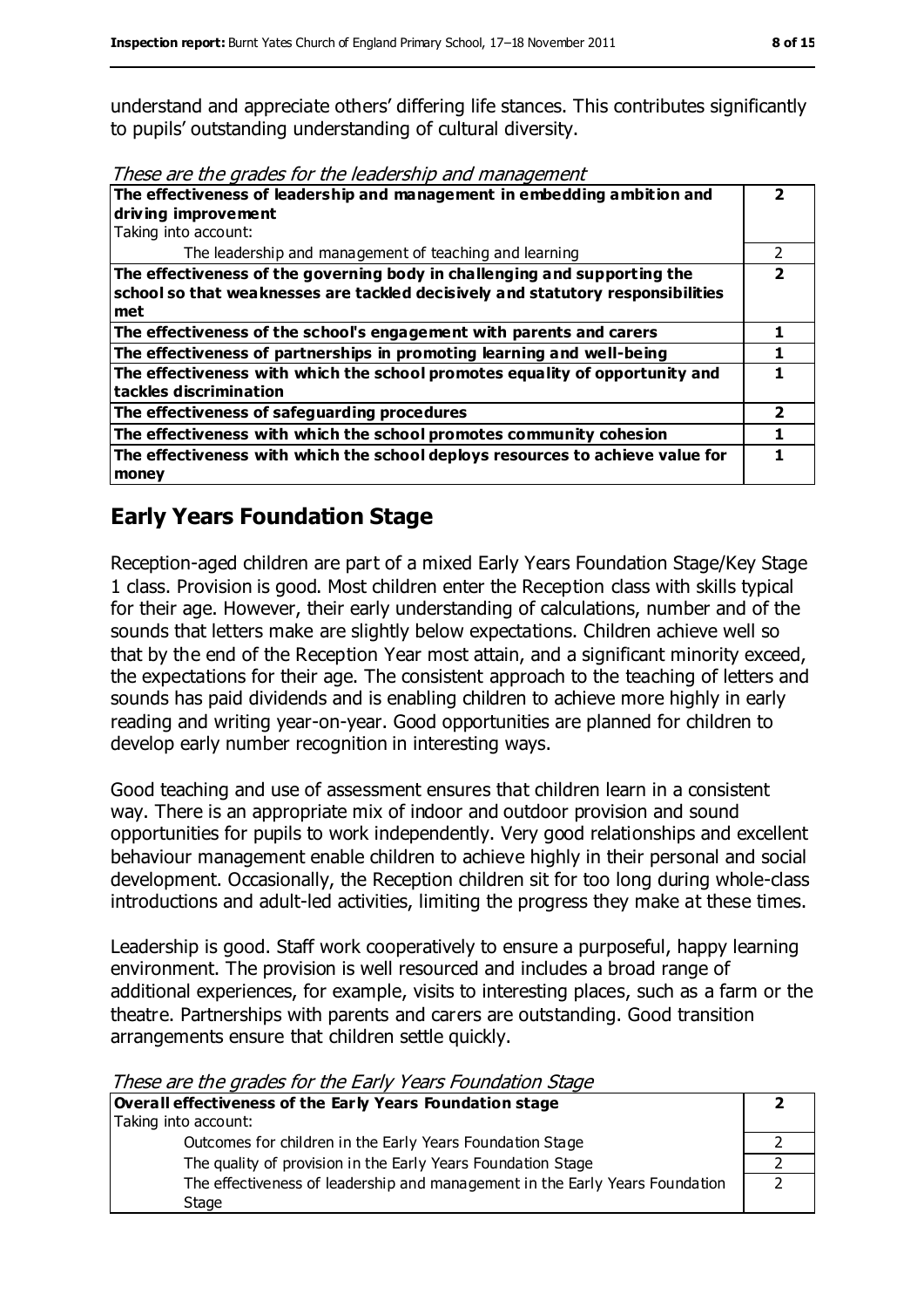understand and appreciate others' differing life stances. This contributes significantly to pupils' outstanding understanding of cultural diversity.

*These are the grades for the leadership and management*

| | |
|---|---|
| **The effectiveness of leadership and management in embedding ambition and driving improvement** | **2** |
| Taking into account: | |
| The leadership and management of teaching and learning | 2 |
| **The effectiveness of the governing body in challenging and supporting the school so that weaknesses are tackled decisively and statutory responsibilities met** | **2** |
| **The effectiveness of the school's engagement with parents and carers** | **1** |
| **The effectiveness of partnerships in promoting learning and well-being** | **1** |
| **The effectiveness with which the school promotes equality of opportunity and tackles discrimination** | **1** |
| **The effectiveness of safeguarding procedures** | **2** |
| **The effectiveness with which the school promotes community cohesion** | **1** |
| **The effectiveness with which the school deploys resources to achieve value for money** | **1** |

## Early Years Foundation Stage

Reception-aged children are part of a mixed Early Years Foundation Stage/Key Stage 1 class. Provision is good. Most children enter the Reception class with skills typical for their age. However, their early understanding of calculations, number and of the sounds that letters make are slightly below expectations. Children achieve well so that by the end of the Reception Year most attain, and a significant minority exceed, the expectations for their age. The consistent approach to the teaching of letters and sounds has paid dividends and is enabling children to achieve more highly in early reading and writing year-on-year. Good opportunities are planned for children to develop early number recognition in interesting ways.

Good teaching and use of assessment ensures that children learn in a consistent way. There is an appropriate mix of indoor and outdoor provision and sound opportunities for pupils to work independently. Very good relationships and excellent behaviour management enable children to achieve highly in their personal and social development. Occasionally, the Reception children sit for too long during whole-class introductions and adult-led activities, limiting the progress they make at these times.

Leadership is good. Staff work cooperatively to ensure a purposeful, happy learning environment. The provision is well resourced and includes a broad range of additional experiences, for example, visits to interesting places, such as a farm or the theatre. Partnerships with parents and carers are outstanding. Good transition arrangements ensure that children settle quickly.

*These are the grades for the Early Years Foundation Stage*

| | |
|---|---|
| **Overall effectiveness of the Early Years Foundation stage** | **2** |
| Taking into account: | |
| Outcomes for children in the Early Years Foundation Stage | 2 |
| The quality of provision in the Early Years Foundation Stage | 2 |
| The effectiveness of leadership and management in the Early Years Foundation Stage | 2 |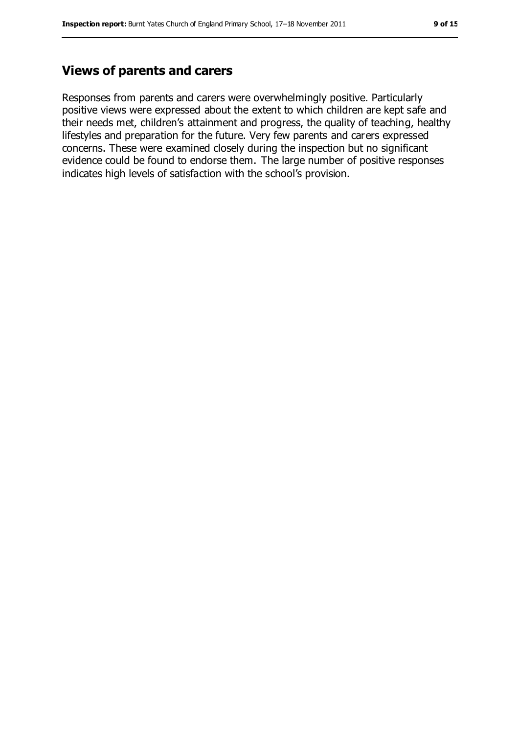## Views of parents and carers

Responses from parents and carers were overwhelmingly positive. Particularly positive views were expressed about the extent to which children are kept safe and their needs met, children's attainment and progress, the quality of teaching, healthy lifestyles and preparation for the future. Very few parents and carers expressed concerns. These were examined closely during the inspection but no significant evidence could be found to endorse them. The large number of positive responses indicates high levels of satisfaction with the school's provision.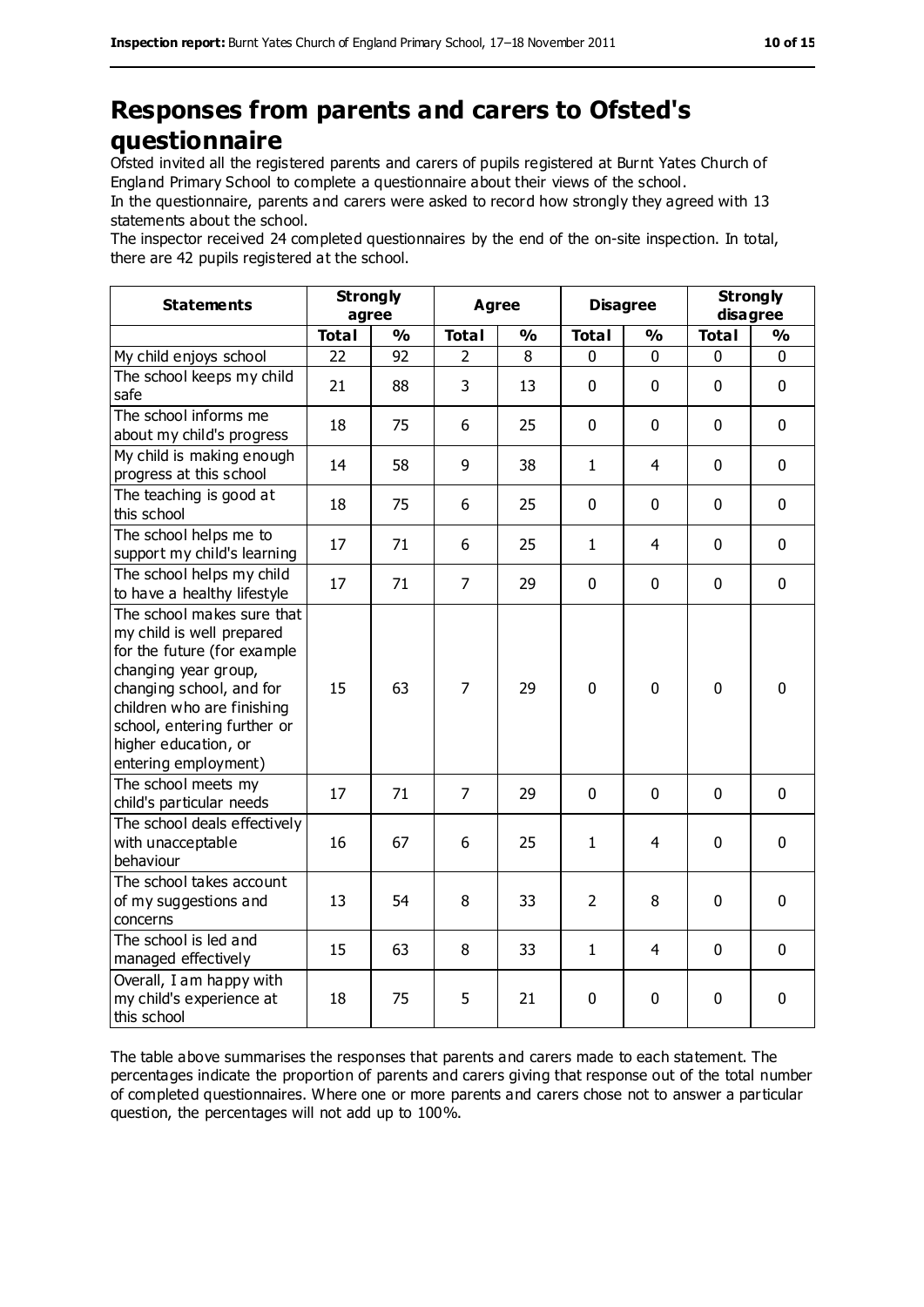# Responses from parents and carers to Ofsted's questionnaire

Ofsted invited all the registered parents and carers of pupils registered at Burnt Yates Church of England Primary School to complete a questionnaire about their views of the school.

In the questionnaire, parents and carers were asked to record how strongly they agreed with 13 statements about the school.

The inspector received 24 completed questionnaires by the end of the on-site inspection. In total, there are 42 pupils registered at the school.

| Statements | Strongly agree | | Agree | | Disagree | | Strongly disagree | |
|---|---|---|---|---|---|---|---|---|
| | Total | % | Total | % | Total | % | Total | % |
| My child enjoys school | 22 | 92 | 2 | 8 | 0 | 0 | 0 | 0 |
| The school keeps my child safe | 21 | 88 | 3 | 13 | 0 | 0 | 0 | 0 |
| The school informs me about my child's progress | 18 | 75 | 6 | 25 | 0 | 0 | 0 | 0 |
| My child is making enough progress at this school | 14 | 58 | 9 | 38 | 1 | 4 | 0 | 0 |
| The teaching is good at this school | 18 | 75 | 6 | 25 | 0 | 0 | 0 | 0 |
| The school helps me to support my child's learning | 17 | 71 | 6 | 25 | 1 | 4 | 0 | 0 |
| The school helps my child to have a healthy lifestyle | 17 | 71 | 7 | 29 | 0 | 0 | 0 | 0 |
| The school makes sure that my child is well prepared for the future (for example changing year group, changing school, and for children who are finishing school, entering further or higher education, or entering employment) | 15 | 63 | 7 | 29 | 0 | 0 | 0 | 0 |
| The school meets my child's particular needs | 17 | 71 | 7 | 29 | 0 | 0 | 0 | 0 |
| The school deals effectively with unacceptable behaviour | 16 | 67 | 6 | 25 | 1 | 4 | 0 | 0 |
| The school takes account of my suggestions and concerns | 13 | 54 | 8 | 33 | 2 | 8 | 0 | 0 |
| The school is led and managed effectively | 15 | 63 | 8 | 33 | 1 | 4 | 0 | 0 |
| Overall, I am happy with my child's experience at this school | 18 | 75 | 5 | 21 | 0 | 0 | 0 | 0 |

The table above summarises the responses that parents and carers made to each statement. The percentages indicate the proportion of parents and carers giving that response out of the total number of completed questionnaires. Where one or more parents and carers chose not to answer a particular question, the percentages will not add up to 100%.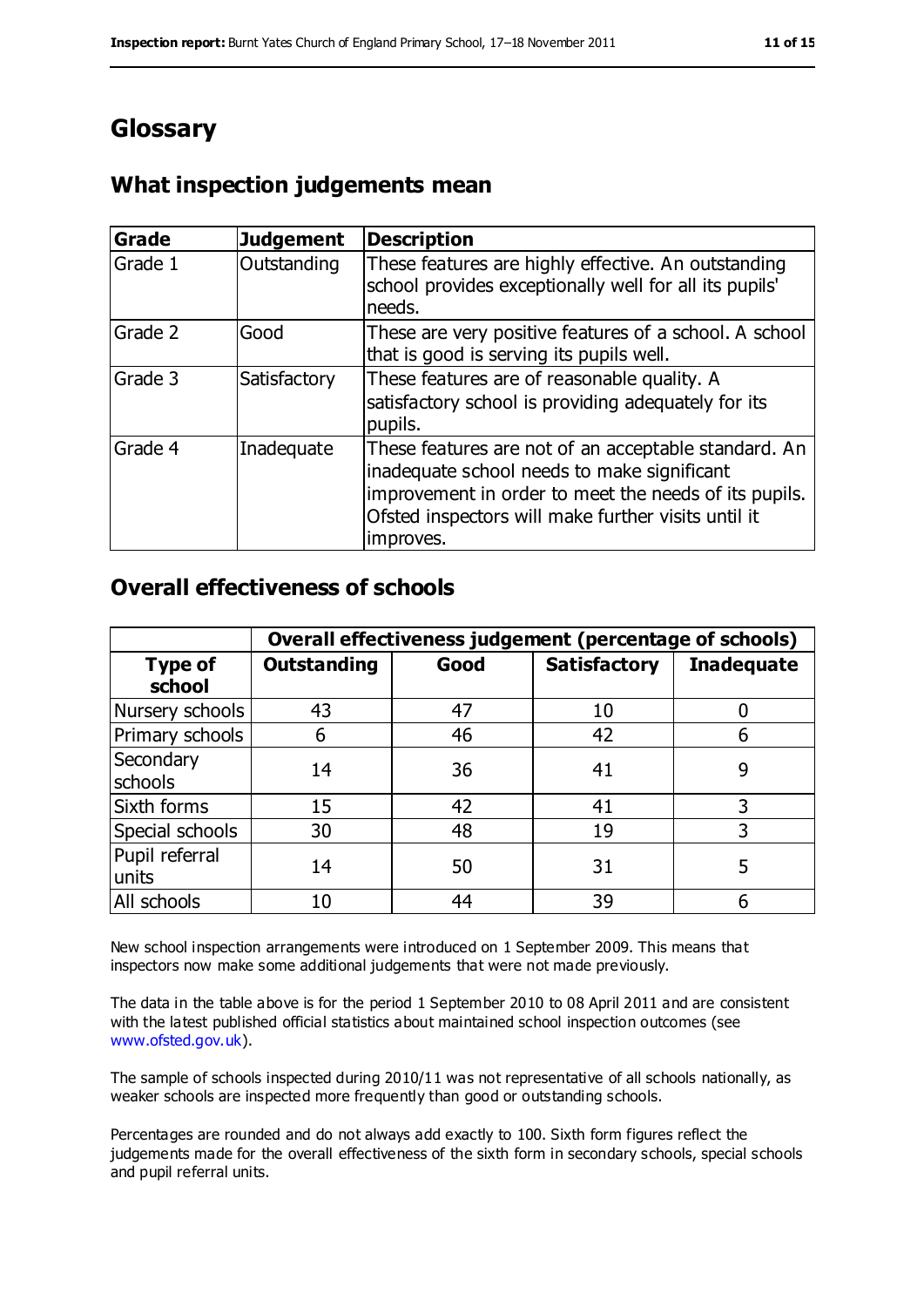# Glossary

## What inspection judgements mean

| Grade | Judgement | Description |
|---|---|---|
| Grade 1 | Outstanding | These features are highly effective. An outstanding school provides exceptionally well for all its pupils' needs. |
| Grade 2 | Good | These are very positive features of a school. A school that is good is serving its pupils well. |
| Grade 3 | Satisfactory | These features are of reasonable quality. A satisfactory school is providing adequately for its pupils. |
| Grade 4 | Inadequate | These features are not of an acceptable standard. An inadequate school needs to make significant improvement in order to meet the needs of its pupils. Ofsted inspectors will make further visits until it improves. |

## Overall effectiveness of schools

| | Overall effectiveness judgement (percentage of schools) | | | |
|---|---|---|---|---|
| **Type of school** | **Outstanding** | **Good** | **Satisfactory** | **Inadequate** |
| Nursery schools | 43 | 47 | 10 | 0 |
| Primary schools | 6 | 46 | 42 | 6 |
| Secondary schools | 14 | 36 | 41 | 9 |
| Sixth forms | 15 | 42 | 41 | 3 |
| Special schools | 30 | 48 | 19 | 3 |
| Pupil referral units | 14 | 50 | 31 | 5 |
| All schools | 10 | 44 | 39 | 6 |

New school inspection arrangements were introduced on 1 September 2009. This means that inspectors now make some additional judgements that were not made previously.

The data in the table above is for the period 1 September 2010 to 08 April 2011 and are consistent with the latest published official statistics about maintained school inspection outcomes (see www.ofsted.gov.uk).

The sample of schools inspected during 2010/11 was not representative of all schools nationally, as weaker schools are inspected more frequently than good or outstanding schools.

Percentages are rounded and do not always add exactly to 100. Sixth form figures reflect the judgements made for the overall effectiveness of the sixth form in secondary schools, special schools and pupil referral units.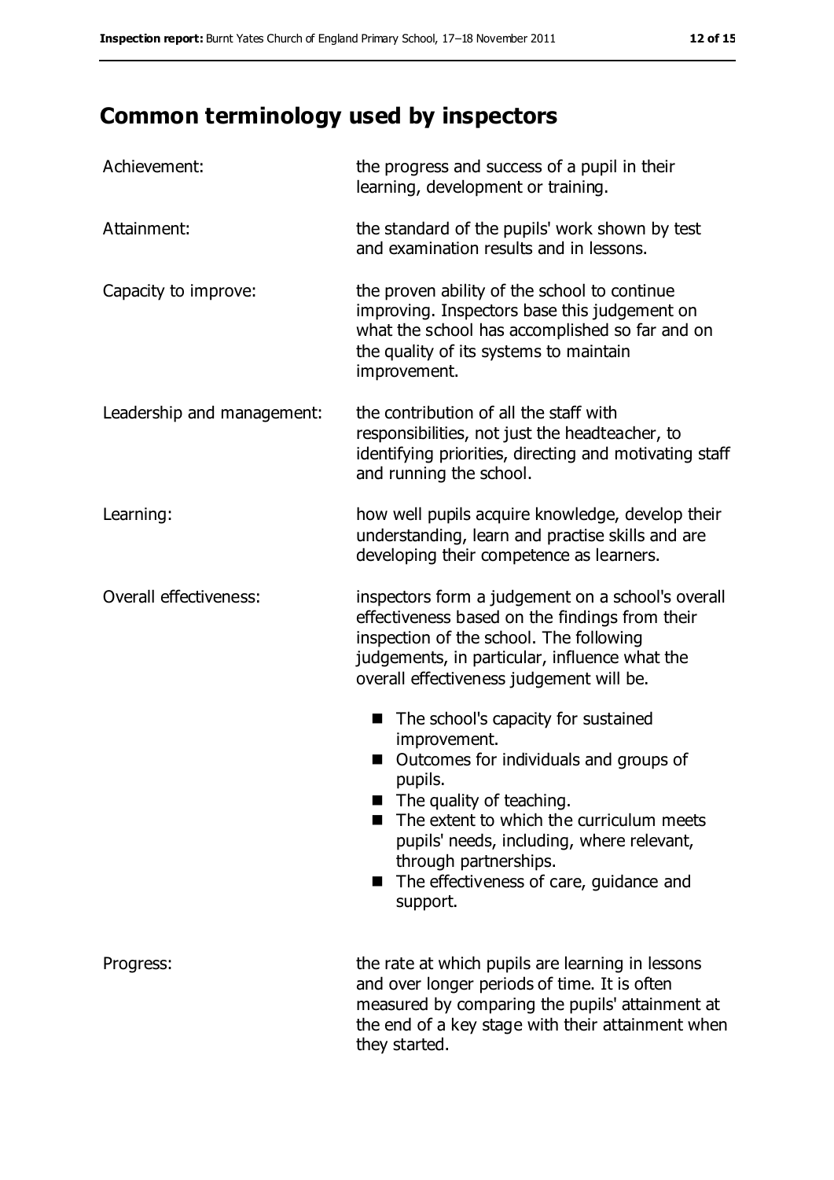# Common terminology used by inspectors

| | |
|---|---|
| Achievement: | the progress and success of a pupil in their learning, development or training. |
| Attainment: | the standard of the pupils' work shown by test and examination results and in lessons. |
| Capacity to improve: | the proven ability of the school to continue improving. Inspectors base this judgement on what the school has accomplished so far and on the quality of its systems to maintain improvement. |
| Leadership and management: | the contribution of all the staff with responsibilities, not just the headteacher, to identifying priorities, directing and motivating staff and running the school. |
| Learning: | how well pupils acquire knowledge, develop their understanding, learn and practise skills and are developing their competence as learners. |
| Overall effectiveness: | inspectors form a judgement on a school's overall effectiveness based on the findings from their inspection of the school. The following judgements, in particular, influence what the overall effectiveness judgement will be.<br>■ The school's capacity for sustained improvement.<br>■ Outcomes for individuals and groups of pupils.<br>■ The quality of teaching.<br>■ The extent to which the curriculum meets pupils' needs, including, where relevant, through partnerships.<br>■ The effectiveness of care, guidance and support. |
| Progress: | the rate at which pupils are learning in lessons and over longer periods of time. It is often measured by comparing the pupils' attainment at the end of a key stage with their attainment when they started. |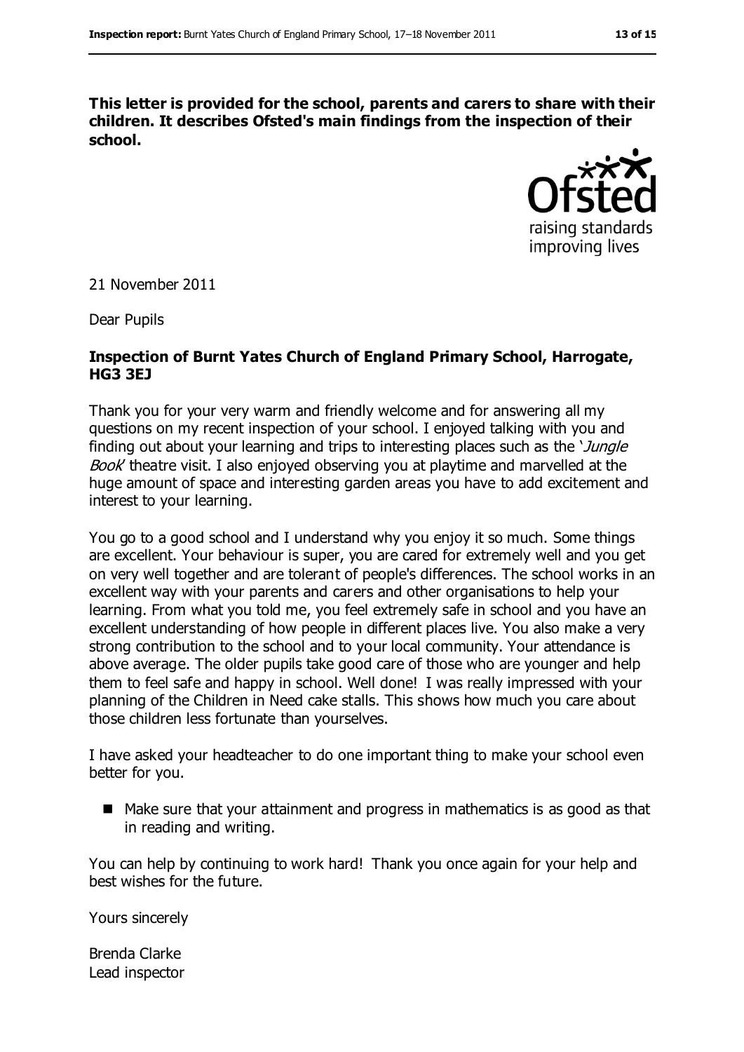**This letter is provided for the school, parents and carers to share with their children. It describes Ofsted's main findings from the inspection of their school.**

21 November 2011

Dear Pupils

**Inspection of Burnt Yates Church of England Primary School, Harrogate, HG3 3EJ**

Thank you for your very warm and friendly welcome and for answering all my questions on my recent inspection of your school. I enjoyed talking with you and finding out about your learning and trips to interesting places such as the '*Jungle Book*' theatre visit. I also enjoyed observing you at playtime and marvelled at the huge amount of space and interesting garden areas you have to add excitement and interest to your learning.

You go to a good school and I understand why you enjoy it so much. Some things are excellent. Your behaviour is super, you are cared for extremely well and you get on very well together and are tolerant of people's differences. The school works in an excellent way with your parents and carers and other organisations to help your learning. From what you told me, you feel extremely safe in school and you have an excellent understanding of how people in different places live. You also make a very strong contribution to the school and to your local community. Your attendance is above average. The older pupils take good care of those who are younger and help them to feel safe and happy in school. Well done! I was really impressed with your planning of the Children in Need cake stalls. This shows how much you care about those children less fortunate than yourselves.

I have asked your headteacher to do one important thing to make your school even better for you.

- Make sure that your attainment and progress in mathematics is as good as that in reading and writing.

You can help by continuing to work hard! Thank you once again for your help and best wishes for the future.

Yours sincerely

Brenda Clarke
Lead inspector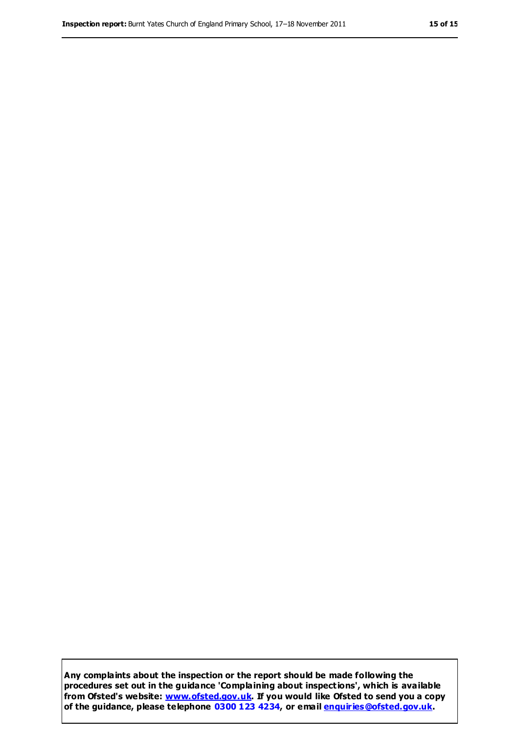**Any complaints about the inspection or the report should be made following the procedures set out in the guidance 'Complaining about inspections', which is available from Ofsted's website: www.ofsted.gov.uk. If you would like Ofsted to send you a copy of the guidance, please telephone 0300 123 4234, or email enquiries@ofsted.gov.uk.**